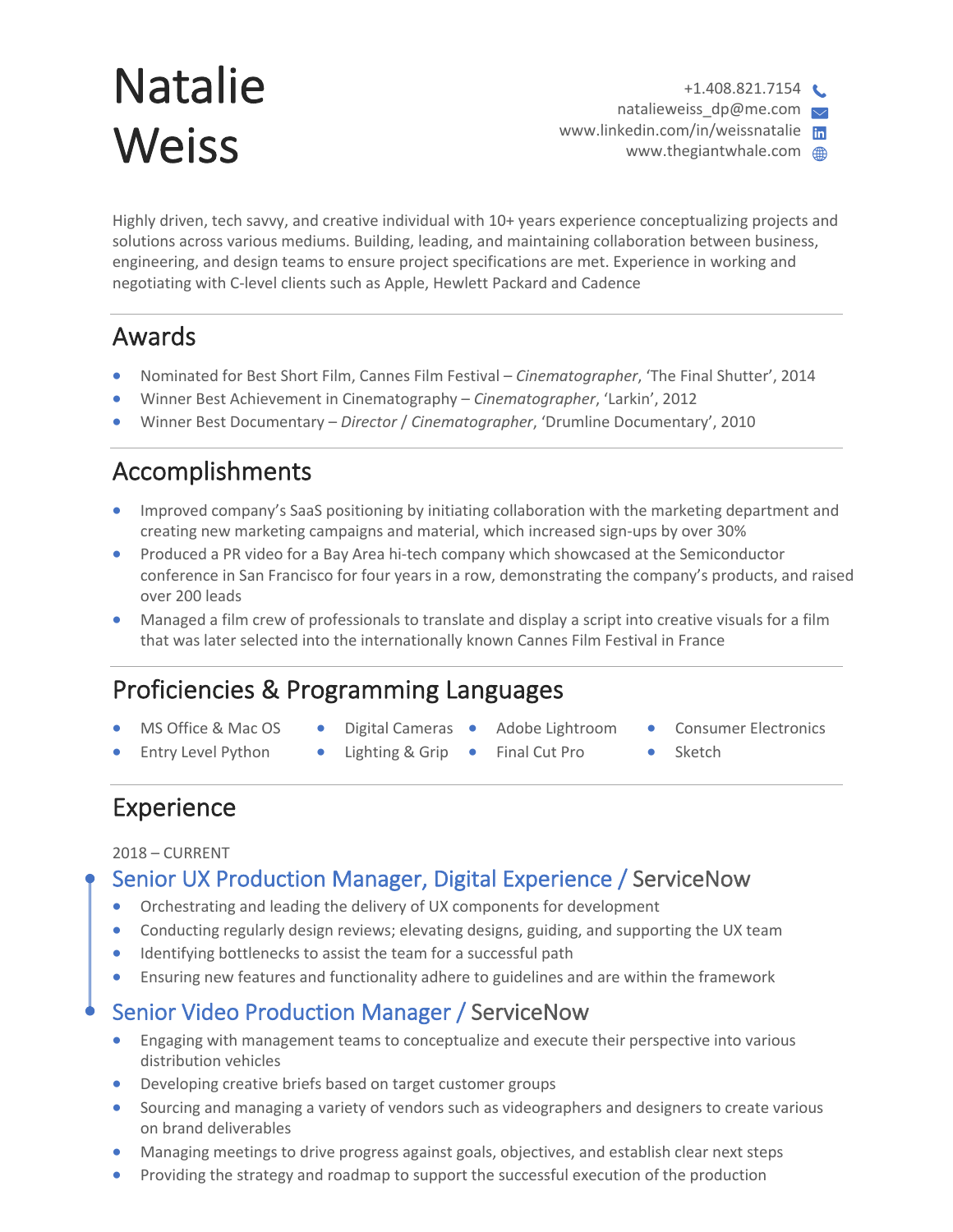# Natalie Weiss

+1.408.821.7154
natalieweiss_dp@me.com
www.linkedin.com/in/weissnatalie
www.thegiantwhale.com

Highly driven, tech savvy, and creative individual with 10+ years experience conceptualizing projects and solutions across various mediums. Building, leading, and maintaining collaboration between business, engineering, and design teams to ensure project specifications are met. Experience in working and negotiating with C-level clients such as Apple, Hewlett Packard and Cadence

## Awards

- Nominated for Best Short Film, Cannes Film Festival – *Cinematographer*, 'The Final Shutter', 2014
- Winner Best Achievement in Cinematography – *Cinematographer*, 'Larkin', 2012
- Winner Best Documentary – *Director* / *Cinematographer*, 'Drumline Documentary', 2010

## Accomplishments

- Improved company's SaaS positioning by initiating collaboration with the marketing department and creating new marketing campaigns and material, which increased sign-ups by over 30%
- Produced a PR video for a Bay Area hi-tech company which showcased at the Semiconductor conference in San Francisco for four years in a row, demonstrating the company's products, and raised over 200 leads
- Managed a film crew of professionals to translate and display a script into creative visuals for a film that was later selected into the internationally known Cannes Film Festival in France

## Proficiencies & Programming Languages

- MS Office & Mac OS
- Entry Level Python
- Digital Cameras
- Lighting & Grip
- Adobe Lightroom
- Final Cut Pro
- Consumer Electronics
- Sketch

## Experience

2018 – CURRENT

### Senior UX Production Manager, Digital Experience / ServiceNow

- Orchestrating and leading the delivery of UX components for development
- Conducting regularly design reviews; elevating designs, guiding, and supporting the UX team
- Identifying bottlenecks to assist the team for a successful path
- Ensuring new features and functionality adhere to guidelines and are within the framework

### Senior Video Production Manager / ServiceNow

- Engaging with management teams to conceptualize and execute their perspective into various distribution vehicles
- Developing creative briefs based on target customer groups
- Sourcing and managing a variety of vendors such as videographers and designers to create various on brand deliverables
- Managing meetings to drive progress against goals, objectives, and establish clear next steps
- Providing the strategy and roadmap to support the successful execution of the production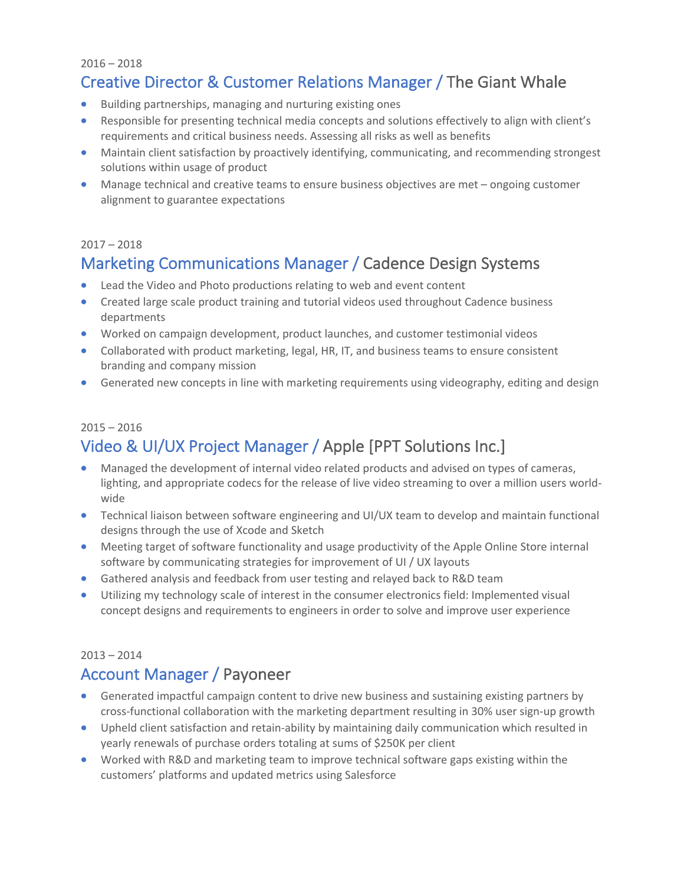2016 – 2018

## Creative Director & Customer Relations Manager / The Giant Whale

- Building partnerships, managing and nurturing existing ones
- Responsible for presenting technical media concepts and solutions effectively to align with client's requirements and critical business needs. Assessing all risks as well as benefits
- Maintain client satisfaction by proactively identifying, communicating, and recommending strongest solutions within usage of product
- Manage technical and creative teams to ensure business objectives are met – ongoing customer alignment to guarantee expectations

2017 – 2018

## Marketing Communications Manager / Cadence Design Systems

- Lead the Video and Photo productions relating to web and event content
- Created large scale product training and tutorial videos used throughout Cadence business departments
- Worked on campaign development, product launches, and customer testimonial videos
- Collaborated with product marketing, legal, HR, IT, and business teams to ensure consistent branding and company mission
- Generated new concepts in line with marketing requirements using videography, editing and design

2015 – 2016

## Video & UI/UX Project Manager / Apple [PPT Solutions Inc.]

- Managed the development of internal video related products and advised on types of cameras, lighting, and appropriate codecs for the release of live video streaming to over a million users world-wide
- Technical liaison between software engineering and UI/UX team to develop and maintain functional designs through the use of Xcode and Sketch
- Meeting target of software functionality and usage productivity of the Apple Online Store internal software by communicating strategies for improvement of UI / UX layouts
- Gathered analysis and feedback from user testing and relayed back to R&D team
- Utilizing my technology scale of interest in the consumer electronics field: Implemented visual concept designs and requirements to engineers in order to solve and improve user experience

2013 – 2014

## Account Manager / Payoneer

- Generated impactful campaign content to drive new business and sustaining existing partners by cross-functional collaboration with the marketing department resulting in 30% user sign-up growth
- Upheld client satisfaction and retain-ability by maintaining daily communication which resulted in yearly renewals of purchase orders totaling at sums of $250K per client
- Worked with R&D and marketing team to improve technical software gaps existing within the customers' platforms and updated metrics using Salesforce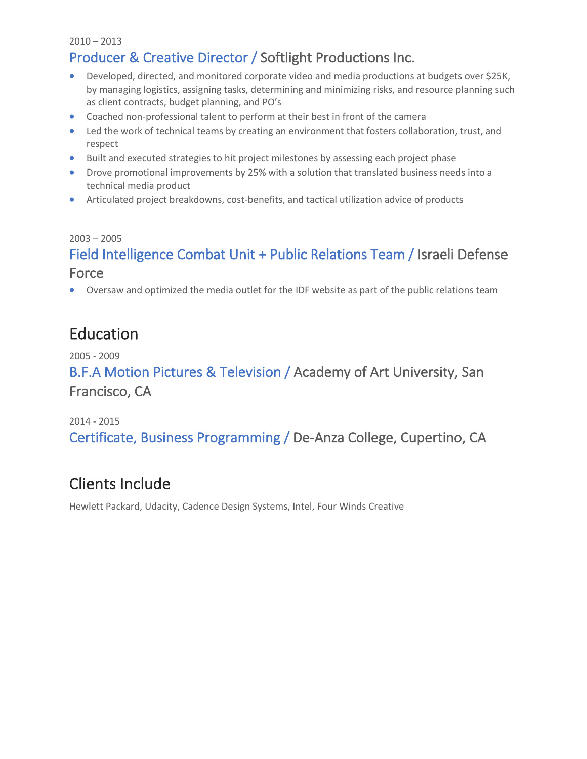2010 – 2013

### Producer & Creative Director / Softlight Productions Inc.

- Developed, directed, and monitored corporate video and media productions at budgets over $25K, by managing logistics, assigning tasks, determining and minimizing risks, and resource planning such as client contracts, budget planning, and PO's
- Coached non-professional talent to perform at their best in front of the camera
- Led the work of technical teams by creating an environment that fosters collaboration, trust, and respect
- Built and executed strategies to hit project milestones by assessing each project phase
- Drove promotional improvements by 25% with a solution that translated business needs into a technical media product
- Articulated project breakdowns, cost-benefits, and tactical utilization advice of products

2003 – 2005

### Field Intelligence Combat Unit + Public Relations Team / Israeli Defense Force

- Oversaw and optimized the media outlet for the IDF website as part of the public relations team

## Education

2005 - 2009

### B.F.A Motion Pictures & Television / Academy of Art University, San Francisco, CA

2014 - 2015

### Certificate, Business Programming / De-Anza College, Cupertino, CA

## Clients Include

Hewlett Packard, Udacity, Cadence Design Systems, Intel, Four Winds Creative